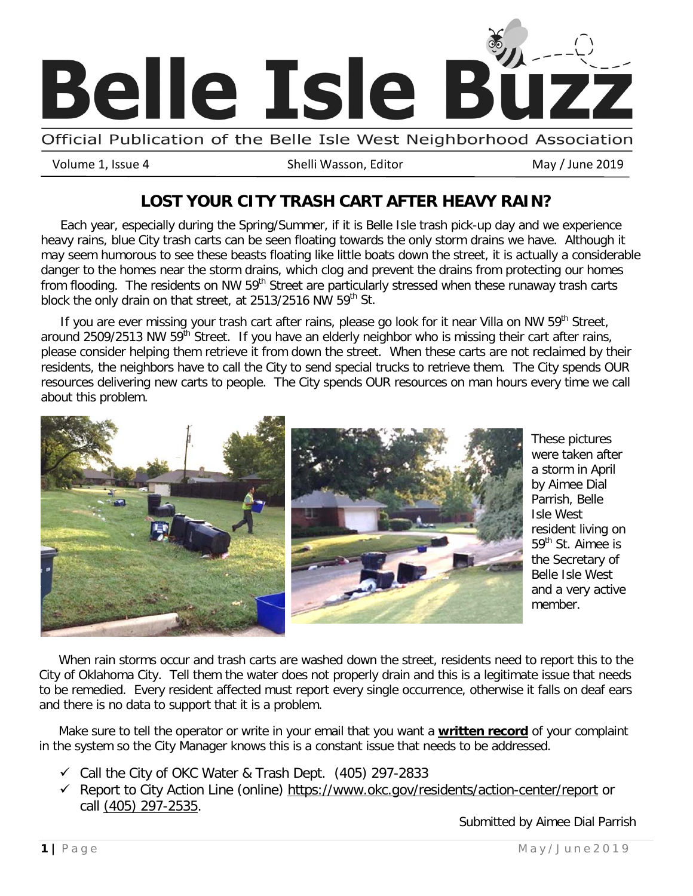# Belle Isle Buzz

Official Publication of the Belle Isle West Neighborhood Association

Volume 1, Issue 4 | Shelli Wasson, Editor | May / June 2019

## LOST YOUR CITY TRASH CART AFTER HEAVY RAIN?

Each year, especially during the Spring/Summer, if it is Belle Isle trash pick-up day and we experience heavy rains, blue City trash carts can be seen floating towards the only storm drains we have. Although it may seem humorous to see these beasts floating like little boats down the street, it is actually a considerable danger to the homes near the storm drains, which clog and prevent the drains from protecting our homes from flooding. The residents on NW 59th Street are particularly stressed when these runaway trash carts block the only drain on that street, at 2513/2516 NW 59th St.

If you are ever missing your trash cart after rains, please go look for it near Villa on NW 59th Street, around 2509/2513 NW 59th Street. If you have an elderly neighbor who is missing their cart after rains, please consider helping them retrieve it from down the street. When these carts are not reclaimed by their residents, the neighbors have to call the City to send special trucks to retrieve them. The City spends OUR resources delivering new carts to people. The City spends OUR resources on man hours every time we call about this problem.

These pictures were taken after a storm in April by Aimee Dial Parrish, Belle Isle West resident living on 59th St. Aimee is the Secretary of Belle Isle West and a very active member.

When rain storms occur and trash carts are washed down the street, residents need to report this to the City of Oklahoma City. Tell them the water does not properly drain and this is a legitimate issue that needs to be remedied. Every resident affected must report every single occurrence, otherwise it falls on deaf ears and there is no data to support that it is a problem.

Make sure to tell the operator or write in your email that you want a **written record** of your complaint in the system so the City Manager knows this is a constant issue that needs to be addressed.

- ✓ Call the City of OKC Water & Trash Dept. (405) 297-2833
- ✓ Report to City Action Line (online) https://www.okc.gov/residents/action-center/report or call (405) 297-2535.

Submitted by Aimee Dial Parrish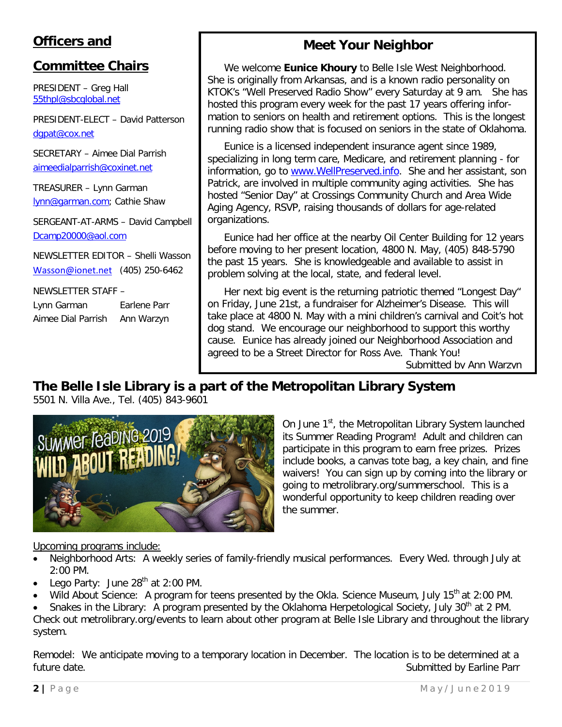## Officers and Committee Chairs

PRESIDENT – Greg Hall
55thpl@sbcglobal.net

PRESIDENT-ELECT – David Patterson
dgpat@cox.net

SECRETARY – Aimee Dial Parrish
aimeedialparrish@coxinet.net

TREASURER – Lynn Garman
lynn@garman.com; Cathie Shaw

SERGEANT-AT-ARMS – David Campbell
Dcamp20000@aol.com

NEWSLETTER EDITOR – Shelli Wasson
Wasson@ionet.net (405) 250-6462

NEWSLETTER STAFF –

Lynn Garman    Earlene Parr
Aimee Dial Parrish    Ann Warzyn

## Meet Your Neighbor

We welcome **Eunice Khoury** to Belle Isle West Neighborhood. She is originally from Arkansas, and is a known radio personality on KTOK's "Well Preserved Radio Show" every Saturday at 9 am. She has hosted this program every week for the past 17 years offering information to seniors on health and retirement options. This is the longest running radio show that is focused on seniors in the state of Oklahoma.

Eunice is a licensed independent insurance agent since 1989, specializing in long term care, Medicare, and retirement planning - for information, go to www.WellPreserved.info. She and her assistant, son Patrick, are involved in multiple community aging activities. She has hosted "Senior Day" at Crossings Community Church and Area Wide Aging Agency, RSVP, raising thousands of dollars for age-related organizations.

Eunice had her office at the nearby Oil Center Building for 12 years before moving to her present location, 4800 N. May, (405) 848-5790 the past 15 years. She is knowledgeable and available to assist in problem solving at the local, state, and federal level.

Her next big event is the returning patriotic themed "Longest Day" on Friday, June 21st, a fundraiser for Alzheimer's Disease. This will take place at 4800 N. May with a mini children's carnival and Coit's hot dog stand. We encourage our neighborhood to support this worthy cause. Eunice has already joined our Neighborhood Association and agreed to be a Street Director for Ross Ave. Thank You!

Submitted by Ann Warzyn

## The Belle Isle Library is a part of the Metropolitan Library System

5501 N. Villa Ave., Tel. (405) 843-9601

On June 1st, the Metropolitan Library System launched its Summer Reading Program! Adult and children can participate in this program to earn free prizes. Prizes include books, a canvas tote bag, a key chain, and fine waivers! You can sign up by coming into the library or going to metrolibrary.org/summerschool. This is a wonderful opportunity to keep children reading over the summer.

Upcoming programs include:

- Neighborhood Arts: A weekly series of family-friendly musical performances. Every Wed. through July at 2:00 PM.
- Lego Party: June 28th at 2:00 PM.
- Wild About Science: A program for teens presented by the Okla. Science Museum, July 15th at 2:00 PM.
- Snakes in the Library: A program presented by the Oklahoma Herpetological Society, July 30th at 2 PM.

Check out metrolibrary.org/events to learn about other program at Belle Isle Library and throughout the library system.

Remodel: We anticipate moving to a temporary location in December. The location is to be determined at a future date.

Submitted by Earline Parr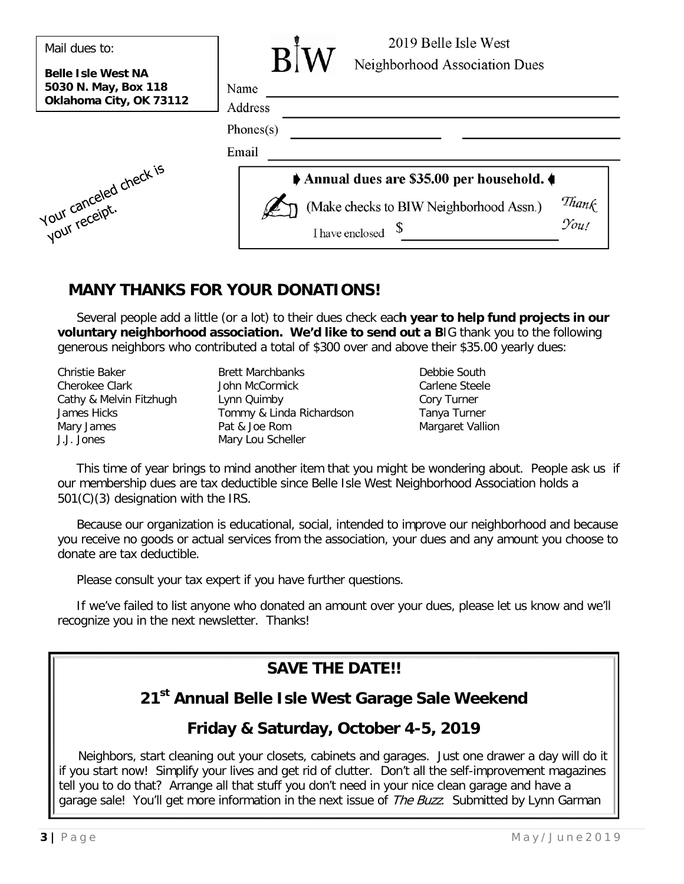Mail dues to:

**Belle Isle West NA**
**5030 N. May, Box 118**
**Oklahoma City, OK 73112**

Your canceled check is your receipt.

BIW 2019 Belle Isle West Neighborhood Association Dues

Name ______________________________

Address ______________________________

Phones(s) ______________ ______________

Email ______________________________

**Annual dues are $35.00 per household.**

(Make checks to BIW Neighborhood Assn.)

I have enclosed $ ______________

*Thank You!*

## MANY THANKS FOR YOUR DONATIONS!

Several people add a little (or a lot) to their dues check eac**h year to help fund projects in our voluntary neighborhood association. We'd like to send out a B**IG thank you to the following generous neighbors who contributed a total of $300 over and above their $35.00 yearly dues:

- Christie Baker
- Cherokee Clark
- Cathy & Melvin Fitzhugh
- James Hicks
- Mary James
- J.J. Jones
- Brett Marchbanks
- John McCormick
- Lynn Quimby
- Tommy & Linda Richardson
- Pat & Joe Rom
- Mary Lou Scheller
- Debbie South
- Carlene Steele
- Cory Turner
- Tanya Turner
- Margaret Vallion

This time of year brings to mind another item that you might be wondering about. People ask us if our membership dues are tax deductible since Belle Isle West Neighborhood Association holds a 501(C)(3) designation with the IRS.

Because our organization is educational, social, intended to improve our neighborhood and because you receive no goods or actual services from the association, your dues and any amount you choose to donate are tax deductible.

Please consult your tax expert if you have further questions.

If we've failed to list anyone who donated an amount over your dues, please let us know and we'll recognize you in the next newsletter. Thanks!

## SAVE THE DATE!!

## 21st Annual Belle Isle West Garage Sale Weekend

## Friday & Saturday, October 4-5, 2019

Neighbors, start cleaning out your closets, cabinets and garages. Just one drawer a day will do it if you start now! Simplify your lives and get rid of clutter. Don't all the self-improvement magazines tell you to do that? Arrange all that stuff you don't need in your nice clean garage and have a garage sale! You'll get more information in the next issue of *The Buzz*. Submitted by Lynn Garman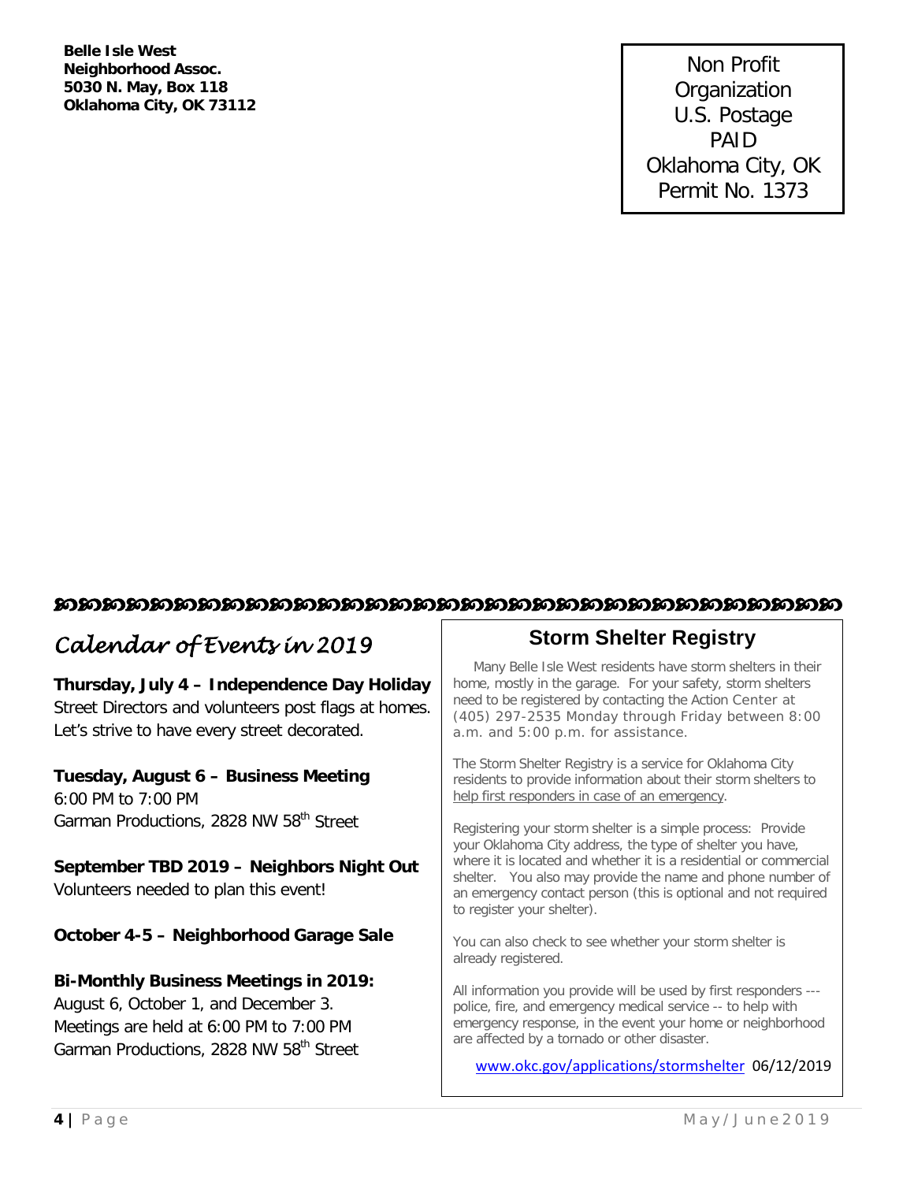**Belle Isle West Neighborhood Assoc.**
**5030 N. May, Box 118**
**Oklahoma City, OK 73112**

Non Profit Organization
U.S. Postage
PAID
Oklahoma City, OK
Permit No. 1373

## *Calendar of Events in 2019*

**Thursday, July 4 – Independence Day Holiday**
Street Directors and volunteers post flags at homes. Let's strive to have every street decorated.

**Tuesday, August 6 – Business Meeting**
6:00 PM to 7:00 PM
Garman Productions, 2828 NW 58th Street

**September TBD 2019 – Neighbors Night Out**
Volunteers needed to plan this event!

**October 4-5 – Neighborhood Garage Sale**

**Bi-Monthly Business Meetings in 2019:**
August 6, October 1, and December 3.
Meetings are held at 6:00 PM to 7:00 PM
Garman Productions, 2828 NW 58th Street

## Storm Shelter Registry

Many Belle Isle West residents have storm shelters in their home, mostly in the garage. For your safety, storm shelters need to be registered by contacting the Action Center at (405) 297-2535 Monday through Friday between 8:00 a.m. and 5:00 p.m. for assistance.

The Storm Shelter Registry is a service for Oklahoma City residents to provide information about their storm shelters to help first responders in case of an emergency.

Registering your storm shelter is a simple process: Provide your Oklahoma City address, the type of shelter you have, where it is located and whether it is a residential or commercial shelter. You also may provide the name and phone number of an emergency contact person (this is optional and not required to register your shelter).

You can also check to see whether your storm shelter is already registered.

All information you provide will be used by first responders --- police, fire, and emergency medical service -- to help with emergency response, in the event your home or neighborhood are affected by a tornado or other disaster.

www.okc.gov/applications/stormshelter 06/12/2019